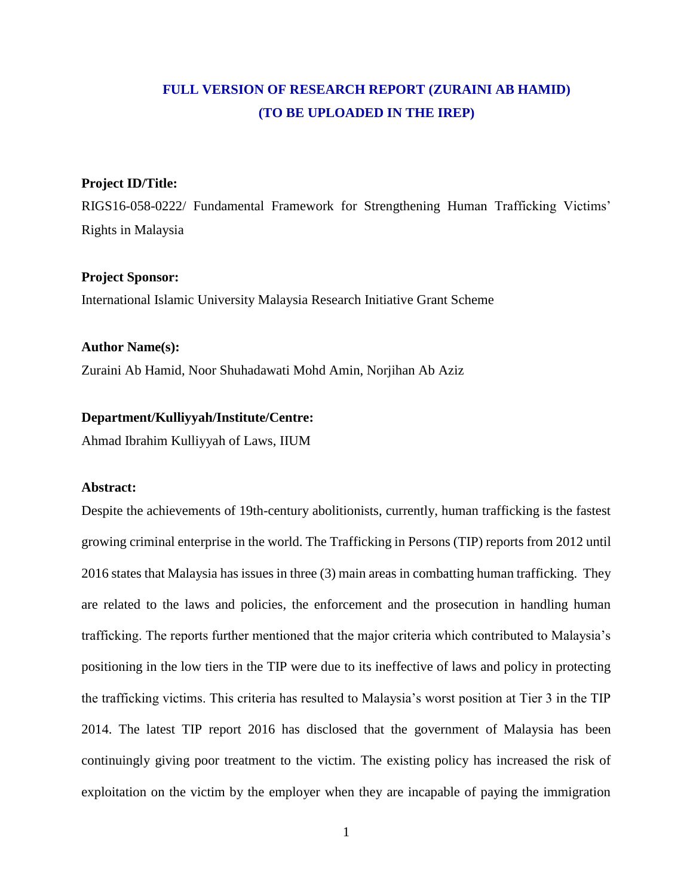# FULL VERSION OF RESEARCH REPORT (ZURAINI AB HAMID) (TO BE UPLOADED IN THE IREP)

**Project ID/Title:**

RIGS16-058-0222/ Fundamental Framework for Strengthening Human Trafficking Victims' Rights in Malaysia

**Project Sponsor:**

International Islamic University Malaysia Research Initiative Grant Scheme

**Author Name(s):**

Zuraini Ab Hamid, Noor Shuhadawati Mohd Amin, Norjihan Ab Aziz

**Department/Kulliyyah/Institute/Centre:**

Ahmad Ibrahim Kulliyyah of Laws, IIUM

**Abstract:**

Despite the achievements of 19th-century abolitionists, currently, human trafficking is the fastest growing criminal enterprise in the world. The Trafficking in Persons (TIP) reports from 2012 until 2016 states that Malaysia has issues in three (3) main areas in combatting human trafficking. They are related to the laws and policies, the enforcement and the prosecution in handling human trafficking. The reports further mentioned that the major criteria which contributed to Malaysia's positioning in the low tiers in the TIP were due to its ineffective of laws and policy in protecting the trafficking victims. This criteria has resulted to Malaysia's worst position at Tier 3 in the TIP 2014. The latest TIP report 2016 has disclosed that the government of Malaysia has been continuingly giving poor treatment to the victim. The existing policy has increased the risk of exploitation on the victim by the employer when they are incapable of paying the immigration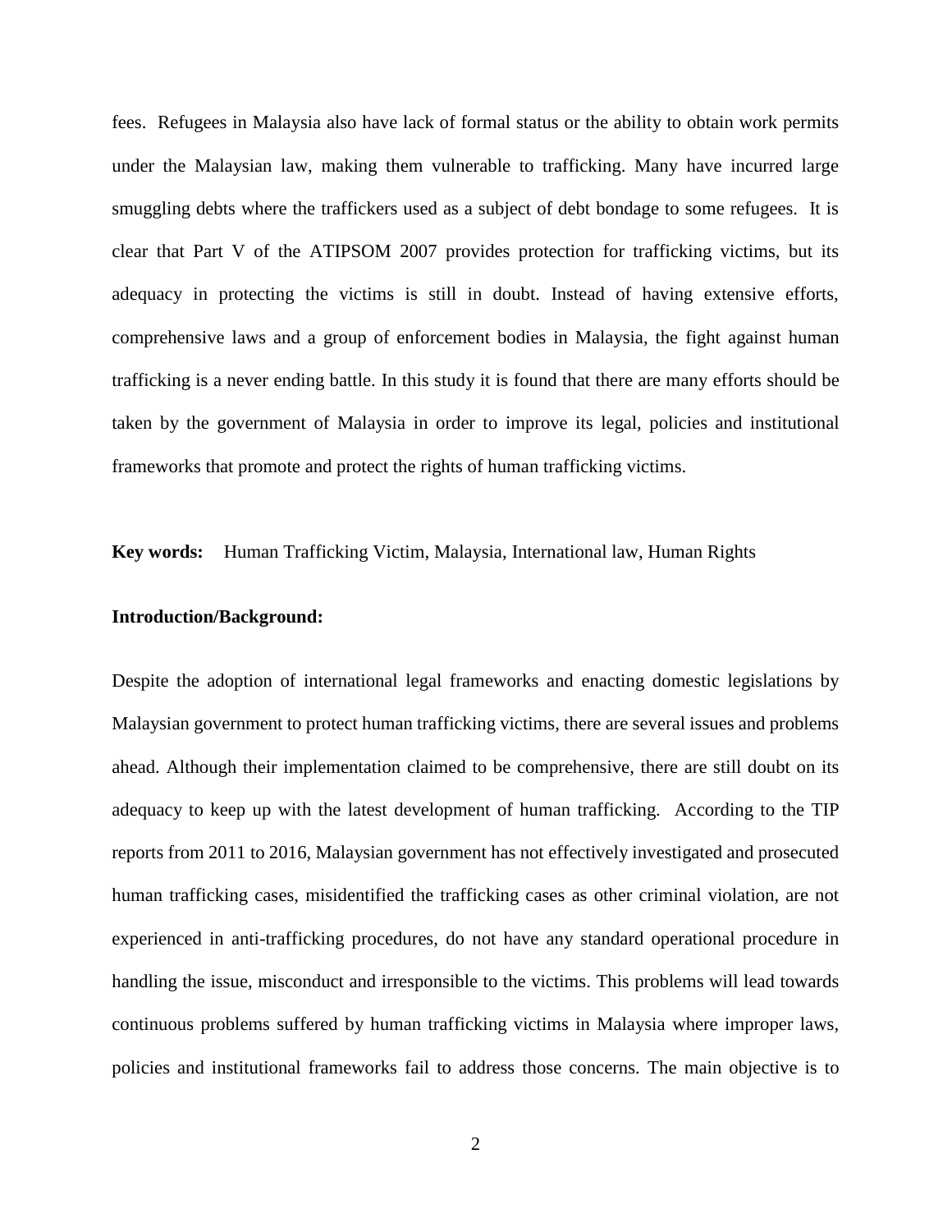fees. Refugees in Malaysia also have lack of formal status or the ability to obtain work permits under the Malaysian law, making them vulnerable to trafficking. Many have incurred large smuggling debts where the traffickers used as a subject of debt bondage to some refugees. It is clear that Part V of the ATIPSOM 2007 provides protection for trafficking victims, but its adequacy in protecting the victims is still in doubt. Instead of having extensive efforts, comprehensive laws and a group of enforcement bodies in Malaysia, the fight against human trafficking is a never ending battle. In this study it is found that there are many efforts should be taken by the government of Malaysia in order to improve its legal, policies and institutional frameworks that promote and protect the rights of human trafficking victims.

**Key words:** Human Trafficking Victim, Malaysia, International law, Human Rights

**Introduction/Background:**

Despite the adoption of international legal frameworks and enacting domestic legislations by Malaysian government to protect human trafficking victims, there are several issues and problems ahead. Although their implementation claimed to be comprehensive, there are still doubt on its adequacy to keep up with the latest development of human trafficking. According to the TIP reports from 2011 to 2016, Malaysian government has not effectively investigated and prosecuted human trafficking cases, misidentified the trafficking cases as other criminal violation, are not experienced in anti-trafficking procedures, do not have any standard operational procedure in handling the issue, misconduct and irresponsible to the victims. This problems will lead towards continuous problems suffered by human trafficking victims in Malaysia where improper laws, policies and institutional frameworks fail to address those concerns. The main objective is to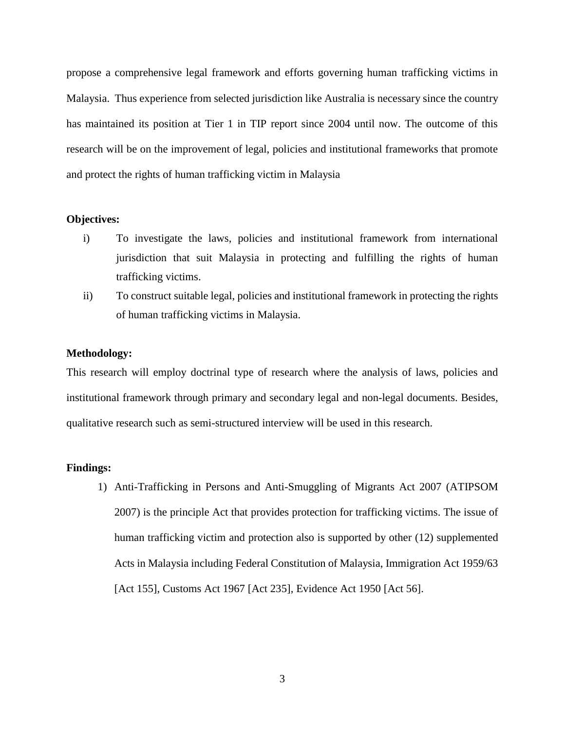propose a comprehensive legal framework and efforts governing human trafficking victims in Malaysia. Thus experience from selected jurisdiction like Australia is necessary since the country has maintained its position at Tier 1 in TIP report since 2004 until now. The outcome of this research will be on the improvement of legal, policies and institutional frameworks that promote and protect the rights of human trafficking victim in Malaysia

**Objectives:**

- i) To investigate the laws, policies and institutional framework from international jurisdiction that suit Malaysia in protecting and fulfilling the rights of human trafficking victims.
- ii) To construct suitable legal, policies and institutional framework in protecting the rights of human trafficking victims in Malaysia.

**Methodology:**

This research will employ doctrinal type of research where the analysis of laws, policies and institutional framework through primary and secondary legal and non-legal documents. Besides, qualitative research such as semi-structured interview will be used in this research.

**Findings:**

1) Anti-Trafficking in Persons and Anti-Smuggling of Migrants Act 2007 (ATIPSOM 2007) is the principle Act that provides protection for trafficking victims. The issue of human trafficking victim and protection also is supported by other (12) supplemented Acts in Malaysia including Federal Constitution of Malaysia, Immigration Act 1959/63 [Act 155], Customs Act 1967 [Act 235], Evidence Act 1950 [Act 56].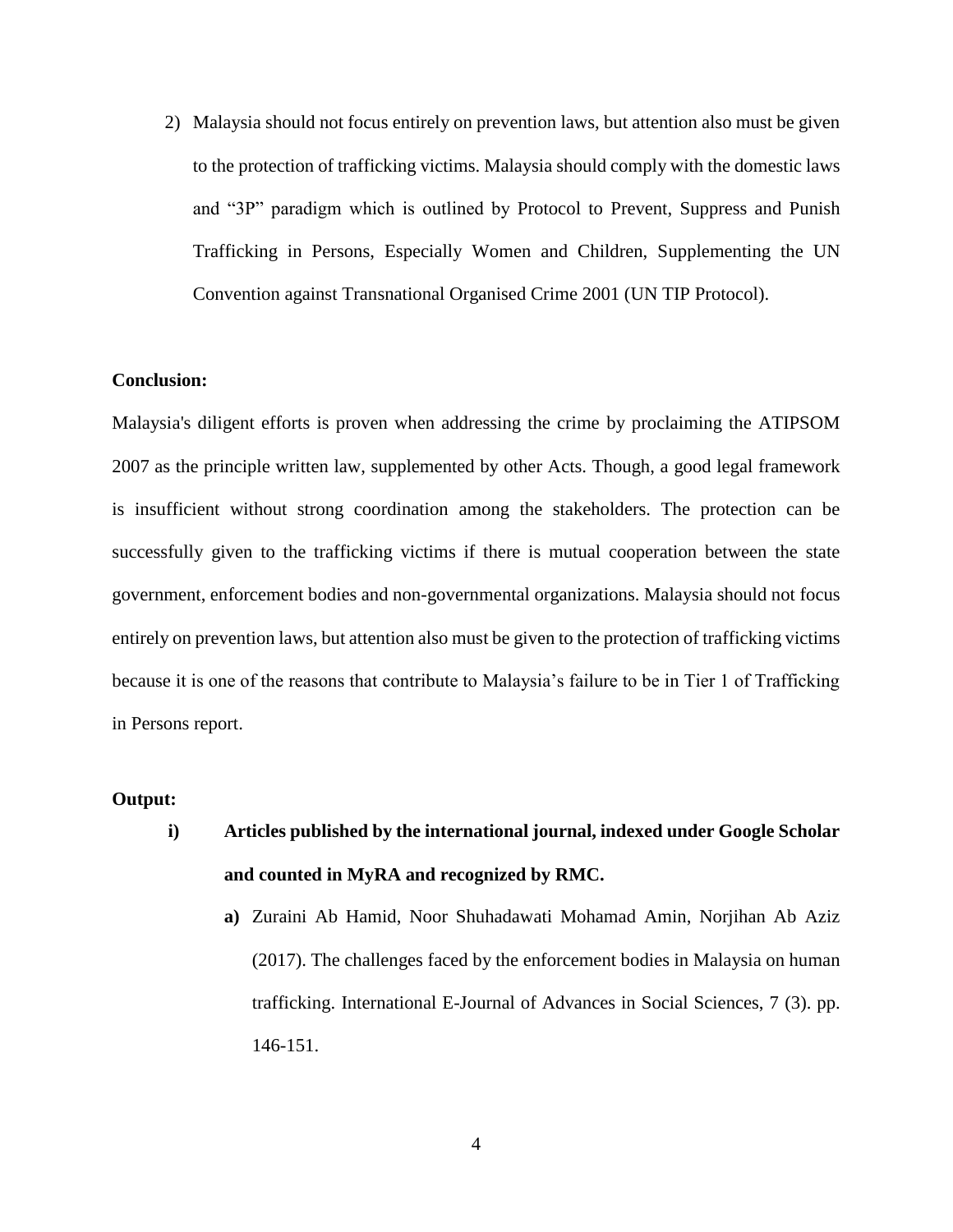2) Malaysia should not focus entirely on prevention laws, but attention also must be given to the protection of trafficking victims. Malaysia should comply with the domestic laws and "3P" paradigm which is outlined by Protocol to Prevent, Suppress and Punish Trafficking in Persons, Especially Women and Children, Supplementing the UN Convention against Transnational Organised Crime 2001 (UN TIP Protocol).

**Conclusion:**

Malaysia's diligent efforts is proven when addressing the crime by proclaiming the ATIPSOM 2007 as the principle written law, supplemented by other Acts. Though, a good legal framework is insufficient without strong coordination among the stakeholders. The protection can be successfully given to the trafficking victims if there is mutual cooperation between the state government, enforcement bodies and non-governmental organizations. Malaysia should not focus entirely on prevention laws, but attention also must be given to the protection of trafficking victims because it is one of the reasons that contribute to Malaysia's failure to be in Tier 1 of Trafficking in Persons report.

**Output:**

**i) Articles published by the international journal, indexed under Google Scholar and counted in MyRA and recognized by RMC.**

**a)** Zuraini Ab Hamid, Noor Shuhadawati Mohamad Amin, Norjihan Ab Aziz (2017). The challenges faced by the enforcement bodies in Malaysia on human trafficking. International E-Journal of Advances in Social Sciences, 7 (3). pp. 146-151.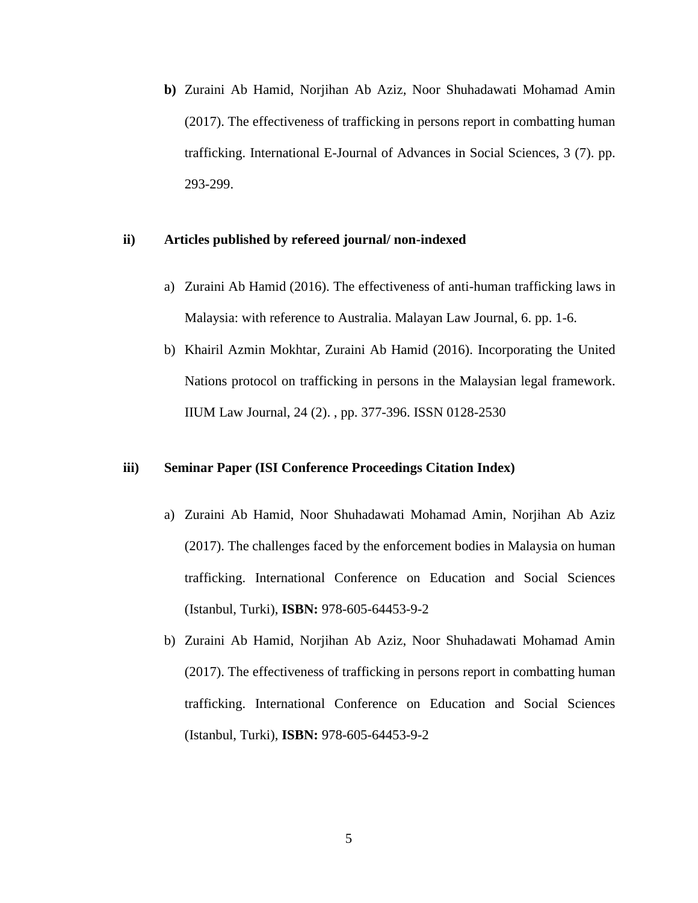**b)** Zuraini Ab Hamid, Norjihan Ab Aziz, Noor Shuhadawati Mohamad Amin (2017). The effectiveness of trafficking in persons report in combatting human trafficking. International E-Journal of Advances in Social Sciences, 3 (7). pp. 293-299.

**ii) Articles published by refereed journal/ non-indexed**

a) Zuraini Ab Hamid (2016). The effectiveness of anti-human trafficking laws in Malaysia: with reference to Australia. Malayan Law Journal, 6. pp. 1-6.

b) Khairil Azmin Mokhtar, Zuraini Ab Hamid (2016). Incorporating the United Nations protocol on trafficking in persons in the Malaysian legal framework. IIUM Law Journal, 24 (2). , pp. 377-396. ISSN 0128-2530

**iii) Seminar Paper (ISI Conference Proceedings Citation Index)**

a) Zuraini Ab Hamid, Noor Shuhadawati Mohamad Amin, Norjihan Ab Aziz (2017). The challenges faced by the enforcement bodies in Malaysia on human trafficking. International Conference on Education and Social Sciences (Istanbul, Turki), **ISBN:** 978-605-64453-9-2

b) Zuraini Ab Hamid, Norjihan Ab Aziz, Noor Shuhadawati Mohamad Amin (2017). The effectiveness of trafficking in persons report in combatting human trafficking. International Conference on Education and Social Sciences (Istanbul, Turki), **ISBN:** 978-605-64453-9-2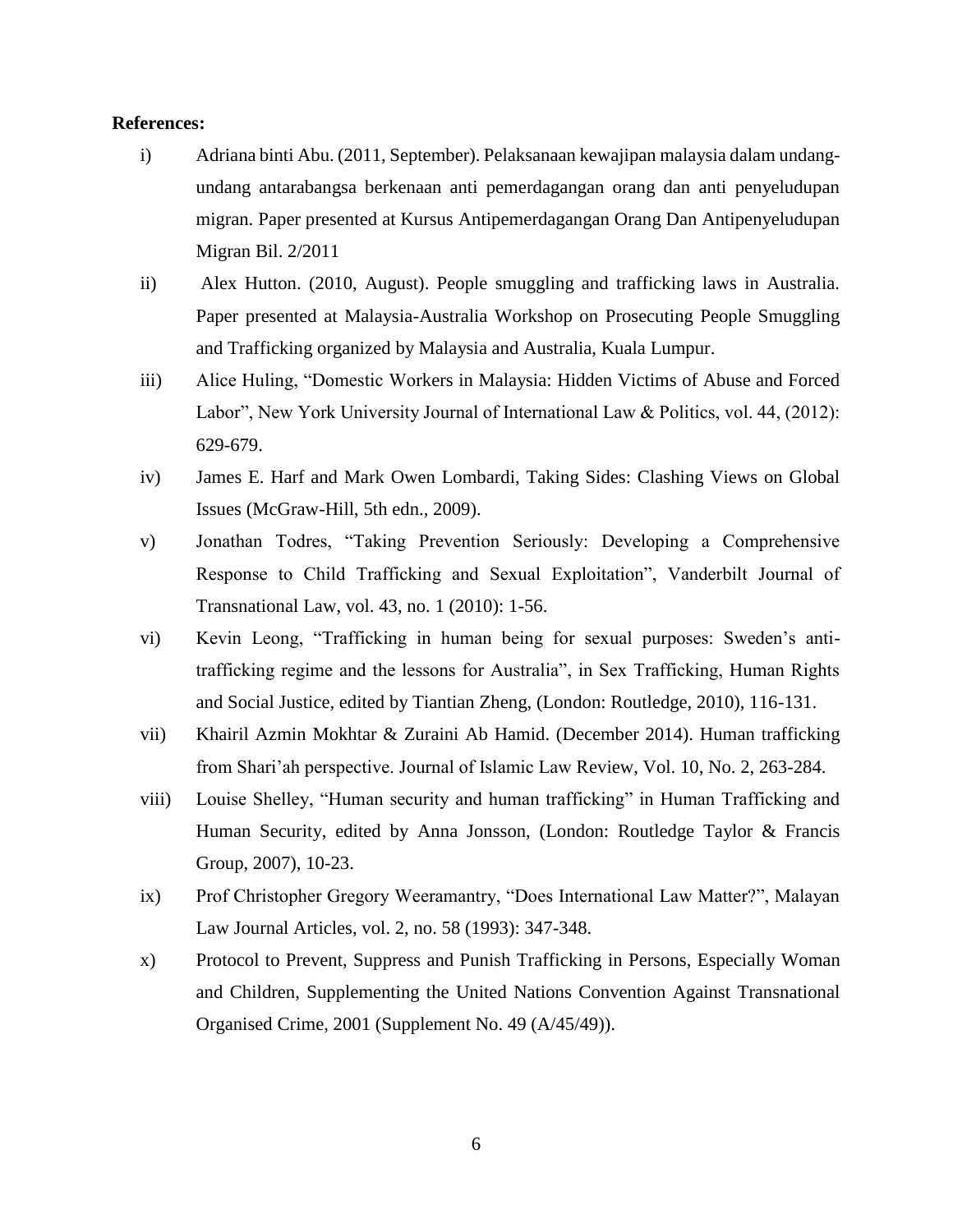**References:**

i) Adriana binti Abu. (2011, September). Pelaksanaan kewajipan malaysia dalam undang-undang antarabangsa berkenaan anti pemerdagangan orang dan anti penyeludupan migran. Paper presented at Kursus Antipemerdagangan Orang Dan Antipenyeludupan Migran Bil. 2/2011

ii) Alex Hutton. (2010, August). People smuggling and trafficking laws in Australia. Paper presented at Malaysia-Australia Workshop on Prosecuting People Smuggling and Trafficking organized by Malaysia and Australia, Kuala Lumpur.

iii) Alice Huling, "Domestic Workers in Malaysia: Hidden Victims of Abuse and Forced Labor", New York University Journal of International Law & Politics, vol. 44, (2012): 629-679.

iv) James E. Harf and Mark Owen Lombardi, Taking Sides: Clashing Views on Global Issues (McGraw-Hill, 5th edn., 2009).

v) Jonathan Todres, "Taking Prevention Seriously: Developing a Comprehensive Response to Child Trafficking and Sexual Exploitation", Vanderbilt Journal of Transnational Law, vol. 43, no. 1 (2010): 1-56.

vi) Kevin Leong, "Trafficking in human being for sexual purposes: Sweden's anti-trafficking regime and the lessons for Australia", in Sex Trafficking, Human Rights and Social Justice, edited by Tiantian Zheng, (London: Routledge, 2010), 116-131.

vii) Khairil Azmin Mokhtar & Zuraini Ab Hamid. (December 2014). Human trafficking from Shari'ah perspective. Journal of Islamic Law Review, Vol. 10, No. 2, 263-284.

viii) Louise Shelley, "Human security and human trafficking" in Human Trafficking and Human Security, edited by Anna Jonsson, (London: Routledge Taylor & Francis Group, 2007), 10-23.

ix) Prof Christopher Gregory Weeramantry, "Does International Law Matter?", Malayan Law Journal Articles, vol. 2, no. 58 (1993): 347-348.

x) Protocol to Prevent, Suppress and Punish Trafficking in Persons, Especially Woman and Children, Supplementing the United Nations Convention Against Transnational Organised Crime, 2001 (Supplement No. 49 (A/45/49)).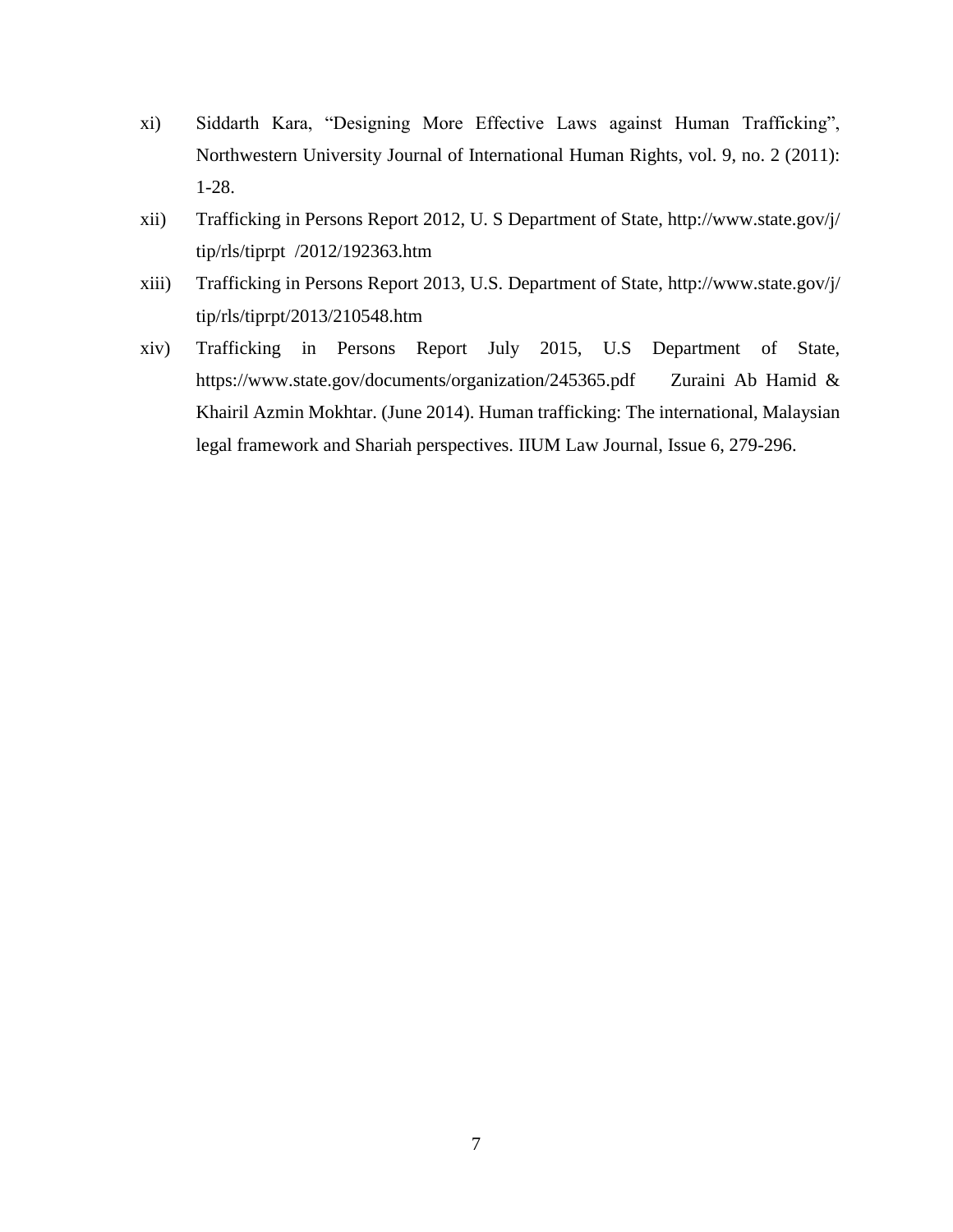xi) Siddarth Kara, “Designing More Effective Laws against Human Trafficking”, Northwestern University Journal of International Human Rights, vol. 9, no. 2 (2011): 1-28.

xii) Trafficking in Persons Report 2012, U. S Department of State, http://www.state.gov/j/ tip/rls/tiprpt /2012/192363.htm

xiii) Trafficking in Persons Report 2013, U.S. Department of State, http://www.state.gov/j/ tip/rls/tiprpt/2013/210548.htm

xiv) Trafficking in Persons Report July 2015, U.S Department of State, https://www.state.gov/documents/organization/245365.pdf Zuraini Ab Hamid & Khairil Azmin Mokhtar. (June 2014). Human trafficking: The international, Malaysian legal framework and Shariah perspectives. IIUM Law Journal, Issue 6, 279-296.